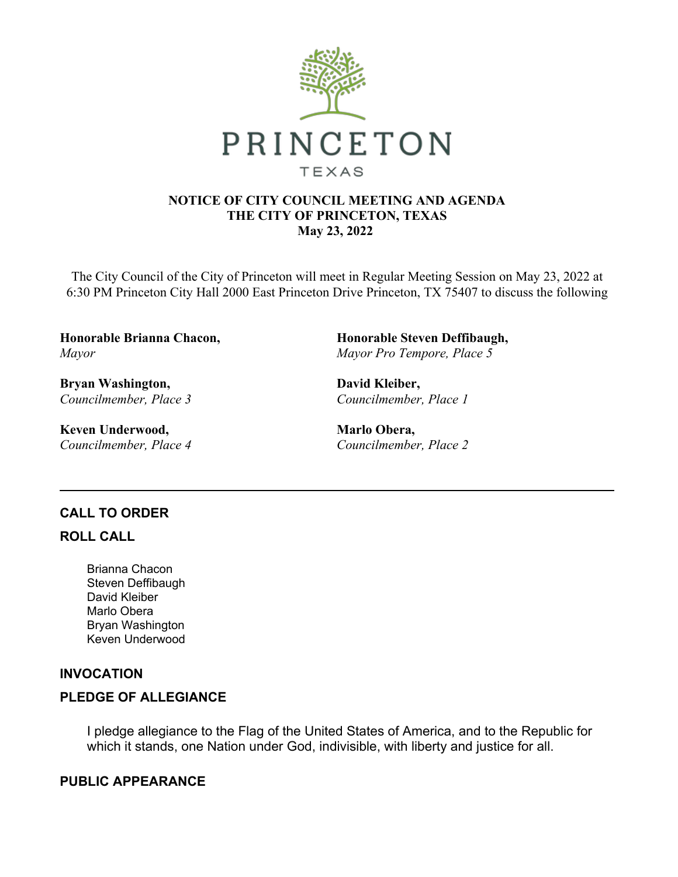PRINCETON

TEXAS

**NOTICE OF CITY COUNCIL MEETING AND AGENDA**
**THE CITY OF PRINCETON, TEXAS**
**May 23, 2022**

The City Council of the City of Princeton will meet in Regular Meeting Session on May 23, 2022 at 6:30 PM Princeton City Hall 2000 East Princeton Drive Princeton, TX 75407 to discuss the following

**Honorable Brianna Chacon,**
*Mayor*

**Honorable Steven Deffibaugh,**
*Mayor Pro Tempore, Place 5*

**Bryan Washington,**
*Councilmember, Place 3*

**David Kleiber,**
*Councilmember, Place 1*

**Keven Underwood,**
*Councilmember, Place 4*

**Marlo Obera,**
*Councilmember, Place 2*

---

## CALL TO ORDER

## ROLL CALL

Brianna Chacon
Steven Deffibaugh
David Kleiber
Marlo Obera
Bryan Washington
Keven Underwood

## INVOCATION

## PLEDGE OF ALLEGIANCE

I pledge allegiance to the Flag of the United States of America, and to the Republic for which it stands, one Nation under God, indivisible, with liberty and justice for all.

## PUBLIC APPEARANCE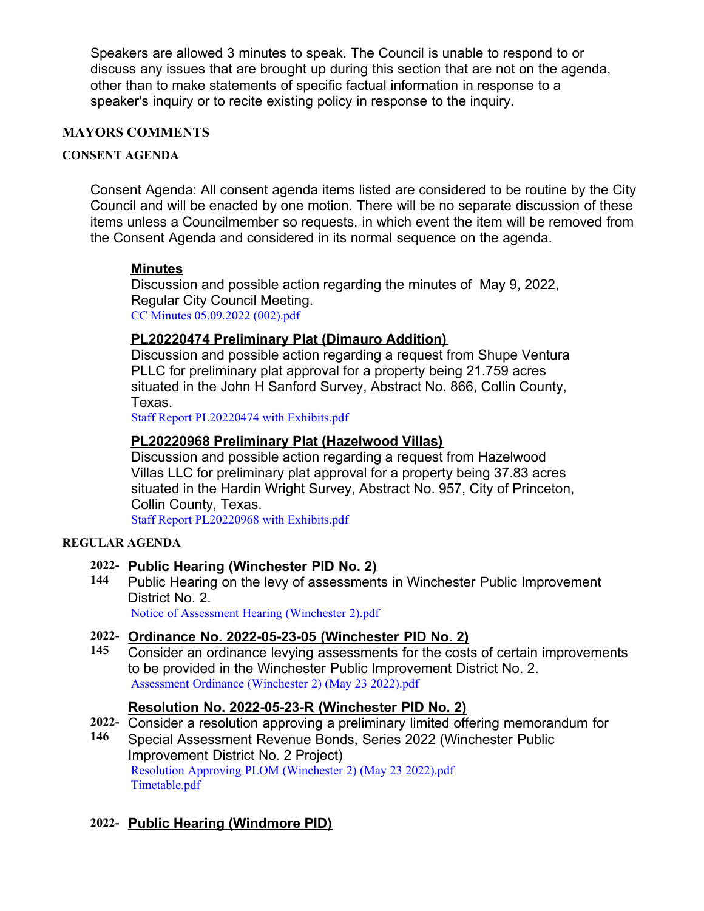Speakers are allowed 3 minutes to speak. The Council is unable to respond to or discuss any issues that are brought up during this section that are not on the agenda, other than to make statements of specific factual information in response to a speaker's inquiry or to recite existing policy in response to the inquiry.

## MAYORS COMMENTS

### CONSENT AGENDA

Consent Agenda: All consent agenda items listed are considered to be routine by the City Council and will be enacted by one motion. There will be no separate discussion of these items unless a Councilmember so requests, in which event the item will be removed from the Consent Agenda and considered in its normal sequence on the agenda.

**Minutes**
Discussion and possible action regarding the minutes of May 9, 2022, Regular City Council Meeting.
CC Minutes 05.09.2022 (002).pdf

**PL20220474 Preliminary Plat (Dimauro Addition)**
Discussion and possible action regarding a request from Shupe Ventura PLLC for preliminary plat approval for a property being 21.759 acres situated in the John H Sanford Survey, Abstract No. 866, Collin County, Texas.
Staff Report PL20220474 with Exhibits.pdf

**PL20220968 Preliminary Plat (Hazelwood Villas)**
Discussion and possible action regarding a request from Hazelwood Villas LLC for preliminary plat approval for a property being 37.83 acres situated in the Hardin Wright Survey, Abstract No. 957, City of Princeton, Collin County, Texas.
Staff Report PL20220968 with Exhibits.pdf

### REGULAR AGENDA

**2022-144** **Public Hearing (Winchester PID No. 2)**
Public Hearing on the levy of assessments in Winchester Public Improvement District No. 2.
Notice of Assessment Hearing (Winchester 2).pdf

**2022-145** **Ordinance No. 2022-05-23-05 (Winchester PID No. 2)**
Consider an ordinance levying assessments for the costs of certain improvements to be provided in the Winchester Public Improvement District No. 2.
Assessment Ordinance (Winchester 2) (May 23 2022).pdf

**2022-146** **Resolution No. 2022-05-23-R (Winchester PID No. 2)**
Consider a resolution approving a preliminary limited offering memorandum for Special Assessment Revenue Bonds, Series 2022 (Winchester Public Improvement District No. 2 Project)
Resolution Approving PLOM (Winchester 2) (May 23 2022).pdf
Timetable.pdf

**2022-** **Public Hearing (Windmore PID)**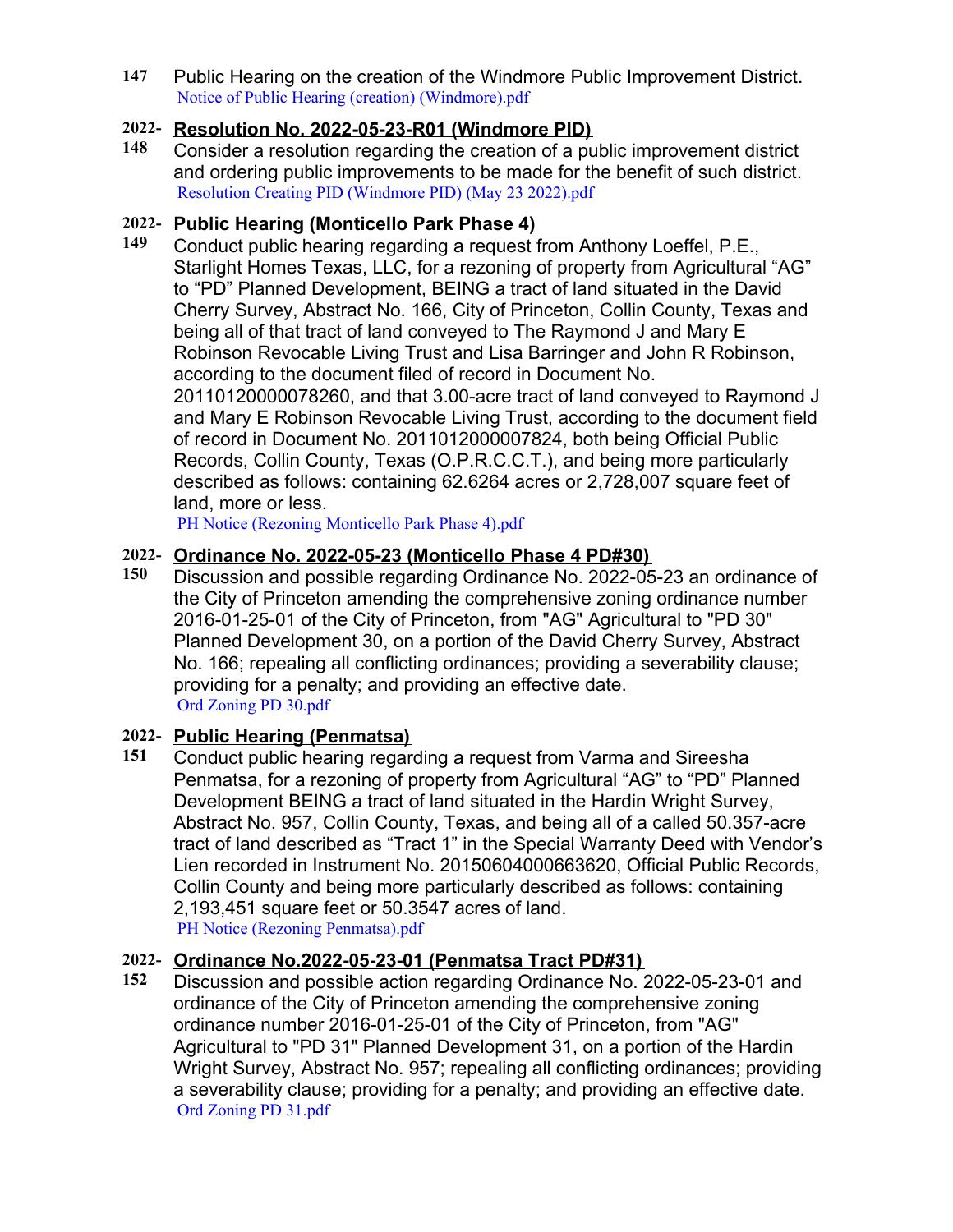**147** Public Hearing on the creation of the Windmore Public Improvement District.
Notice of Public Hearing (creation) (Windmore).pdf

**2022-148** **Resolution No. 2022-05-23-R01 (Windmore PID)**
Consider a resolution regarding the creation of a public improvement district and ordering public improvements to be made for the benefit of such district.
Resolution Creating PID (Windmore PID) (May 23 2022).pdf

**2022-149** **Public Hearing (Monticello Park Phase 4)**
Conduct public hearing regarding a request from Anthony Loeffel, P.E., Starlight Homes Texas, LLC, for a rezoning of property from Agricultural “AG” to “PD” Planned Development, BEING a tract of land situated in the David Cherry Survey, Abstract No. 166, City of Princeton, Collin County, Texas and being all of that tract of land conveyed to The Raymond J and Mary E Robinson Revocable Living Trust and Lisa Barringer and John R Robinson, according to the document filed of record in Document No. 20110120000078260, and that 3.00-acre tract of land conveyed to Raymond J and Mary E Robinson Revocable Living Trust, according to the document field of record in Document No. 2011012000007824, both being Official Public Records, Collin County, Texas (O.P.R.C.C.T.), and being more particularly described as follows: containing 62.6264 acres or 2,728,007 square feet of land, more or less.
PH Notice (Rezoning Monticello Park Phase 4).pdf

**2022-150** **Ordinance No. 2022-05-23 (Monticello Phase 4 PD#30)**
Discussion and possible regarding Ordinance No. 2022-05-23 an ordinance of the City of Princeton amending the comprehensive zoning ordinance number 2016-01-25-01 of the City of Princeton, from "AG" Agricultural to "PD 30" Planned Development 30, on a portion of the David Cherry Survey, Abstract No. 166; repealing all conflicting ordinances; providing a severability clause; providing for a penalty; and providing an effective date.
Ord Zoning PD 30.pdf

**2022-151** **Public Hearing (Penmatsa)**
Conduct public hearing regarding a request from Varma and Sireesha Penmatsa, for a rezoning of property from Agricultural “AG” to “PD” Planned Development BEING a tract of land situated in the Hardin Wright Survey, Abstract No. 957, Collin County, Texas, and being all of a called 50.357-acre tract of land described as “Tract 1” in the Special Warranty Deed with Vendor’s Lien recorded in Instrument No. 20150604000663620, Official Public Records, Collin County and being more particularly described as follows: containing 2,193,451 square feet or 50.3547 acres of land.
PH Notice (Rezoning Penmatsa).pdf

**2022-152** **Ordinance No.2022-05-23-01 (Penmatsa Tract PD#31)**
Discussion and possible action regarding Ordinance No. 2022-05-23-01 and ordinance of the City of Princeton amending the comprehensive zoning ordinance number 2016-01-25-01 of the City of Princeton, from "AG" Agricultural to "PD 31" Planned Development 31, on a portion of the Hardin Wright Survey, Abstract No. 957; repealing all conflicting ordinances; providing a severability clause; providing for a penalty; and providing an effective date.
Ord Zoning PD 31.pdf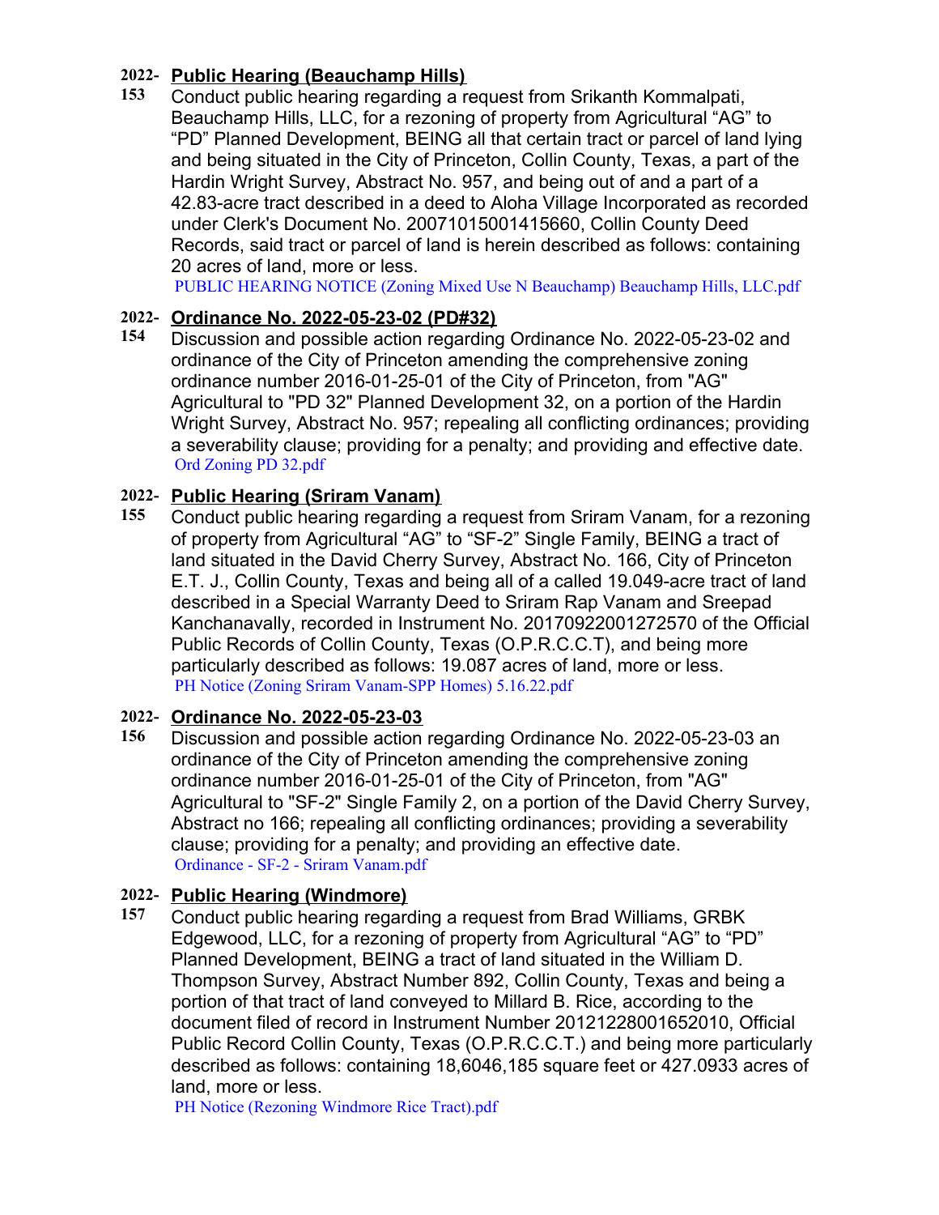**2022-153** **Public Hearing (Beauchamp Hills)**

Conduct public hearing regarding a request from Srikanth Kommalpati, Beauchamp Hills, LLC, for a rezoning of property from Agricultural “AG” to “PD” Planned Development, BEING all that certain tract or parcel of land lying and being situated in the City of Princeton, Collin County, Texas, a part of the Hardin Wright Survey, Abstract No. 957, and being out of and a part of a 42.83-acre tract described in a deed to Aloha Village Incorporated as recorded under Clerk's Document No. 20071015001415660, Collin County Deed Records, said tract or parcel of land is herein described as follows: containing 20 acres of land, more or less.

PUBLIC HEARING NOTICE (Zoning Mixed Use N Beauchamp) Beauchamp Hills, LLC.pdf

**2022-154** **Ordinance No. 2022-05-23-02 (PD#32)**

Discussion and possible action regarding Ordinance No. 2022-05-23-02 and ordinance of the City of Princeton amending the comprehensive zoning ordinance number 2016-01-25-01 of the City of Princeton, from "AG" Agricultural to "PD 32" Planned Development 32, on a portion of the Hardin Wright Survey, Abstract No. 957; repealing all conflicting ordinances; providing a severability clause; providing for a penalty; and providing and effective date.

Ord Zoning PD 32.pdf

**2022-155** **Public Hearing (Sriram Vanam)**

Conduct public hearing regarding a request from Sriram Vanam, for a rezoning of property from Agricultural “AG” to “SF-2” Single Family, BEING a tract of land situated in the David Cherry Survey, Abstract No. 166, City of Princeton E.T. J., Collin County, Texas and being all of a called 19.049-acre tract of land described in a Special Warranty Deed to Sriram Rap Vanam and Sreepad Kanchanavally, recorded in Instrument No. 20170922001272570 of the Official Public Records of Collin County, Texas (O.P.R.C.C.T), and being more particularly described as follows: 19.087 acres of land, more or less.

PH Notice (Zoning Sriram Vanam-SPP Homes) 5.16.22.pdf

**2022-156** **Ordinance No. 2022-05-23-03**

Discussion and possible action regarding Ordinance No. 2022-05-23-03 an ordinance of the City of Princeton amending the comprehensive zoning ordinance number 2016-01-25-01 of the City of Princeton, from "AG" Agricultural to "SF-2" Single Family 2, on a portion of the David Cherry Survey, Abstract no 166; repealing all conflicting ordinances; providing a severability clause; providing for a penalty; and providing an effective date.

Ordinance - SF-2 - Sriram Vanam.pdf

**2022-157** **Public Hearing (Windmore)**

Conduct public hearing regarding a request from Brad Williams, GRBK Edgewood, LLC, for a rezoning of property from Agricultural “AG” to “PD” Planned Development, BEING a tract of land situated in the William D. Thompson Survey, Abstract Number 892, Collin County, Texas and being a portion of that tract of land conveyed to Millard B. Rice, according to the document filed of record in Instrument Number 20121228001652010, Official Public Record Collin County, Texas (O.P.R.C.C.T.) and being more particularly described as follows: containing 18,6046,185 square feet or 427.0933 acres of land, more or less.

PH Notice (Rezoning Windmore Rice Tract).pdf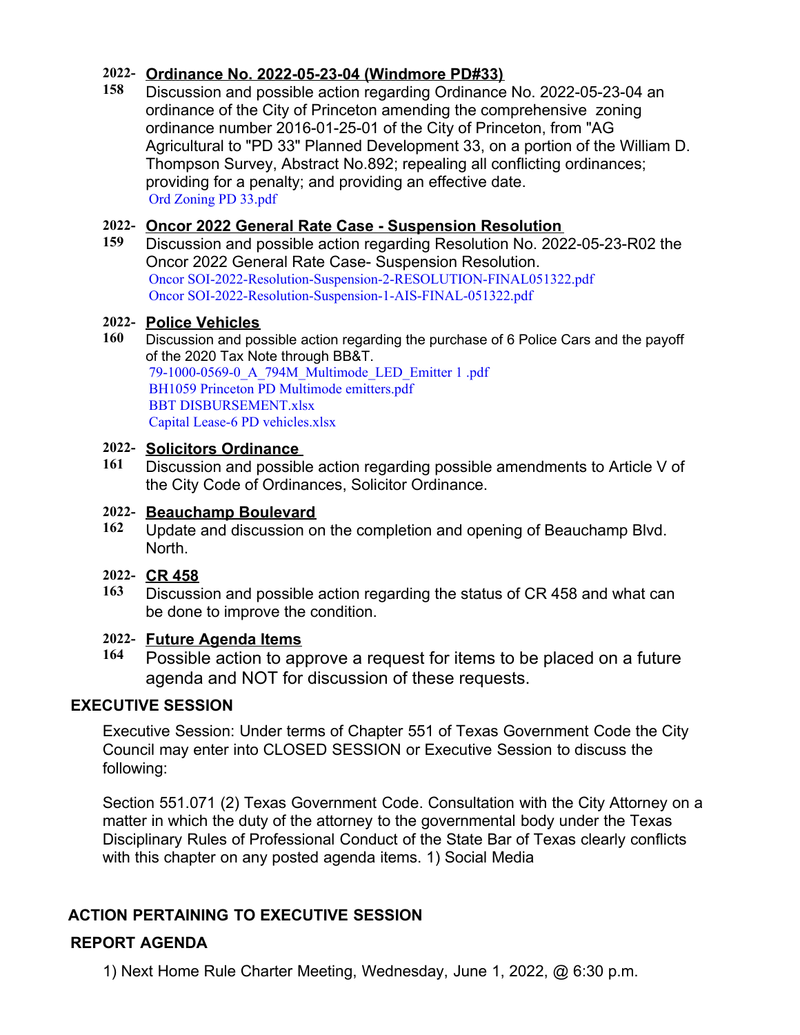**2022-158** **Ordinance No. 2022-05-23-04 (Windmore PD#33)**

Discussion and possible action regarding Ordinance No. 2022-05-23-04 an ordinance of the City of Princeton amending the comprehensive zoning ordinance number 2016-01-25-01 of the City of Princeton, from "AG Agricultural to "PD 33" Planned Development 33, on a portion of the William D. Thompson Survey, Abstract No.892; repealing all conflicting ordinances; providing for a penalty; and providing an effective date.

Ord Zoning PD 33.pdf

**2022-159** **Oncor 2022 General Rate Case - Suspension Resolution**

Discussion and possible action regarding Resolution No. 2022-05-23-R02 the Oncor 2022 General Rate Case- Suspension Resolution.

Oncor SOI-2022-Resolution-Suspension-2-RESOLUTION-FINAL051322.pdf
Oncor SOI-2022-Resolution-Suspension-1-AIS-FINAL-051322.pdf

**2022-160** **Police Vehicles**

Discussion and possible action regarding the purchase of 6 Police Cars and the payoff of the 2020 Tax Note through BB&T.

79-1000-0569-0_A_794M_Multimode_LED_Emitter 1 .pdf
BH1059 Princeton PD Multimode emitters.pdf
BBT DISBURSEMENT.xlsx
Capital Lease-6 PD vehicles.xlsx

**2022-161** **Solicitors Ordinance**

Discussion and possible action regarding possible amendments to Article V of the City Code of Ordinances, Solicitor Ordinance.

**2022-162** **Beauchamp Boulevard**

Update and discussion on the completion and opening of Beauchamp Blvd. North.

**2022-163** **CR 458**

Discussion and possible action regarding the status of CR 458 and what can be done to improve the condition.

**2022-164** **Future Agenda Items**

Possible action to approve a request for items to be placed on a future agenda and NOT for discussion of these requests.

## EXECUTIVE SESSION

Executive Session: Under terms of Chapter 551 of Texas Government Code the City Council may enter into CLOSED SESSION or Executive Session to discuss the following:

Section 551.071 (2) Texas Government Code. Consultation with the City Attorney on a matter in which the duty of the attorney to the governmental body under the Texas Disciplinary Rules of Professional Conduct of the State Bar of Texas clearly conflicts with this chapter on any posted agenda items. 1) Social Media

## ACTION PERTAINING TO EXECUTIVE SESSION

## REPORT AGENDA

1) Next Home Rule Charter Meeting, Wednesday, June 1, 2022, @ 6:30 p.m.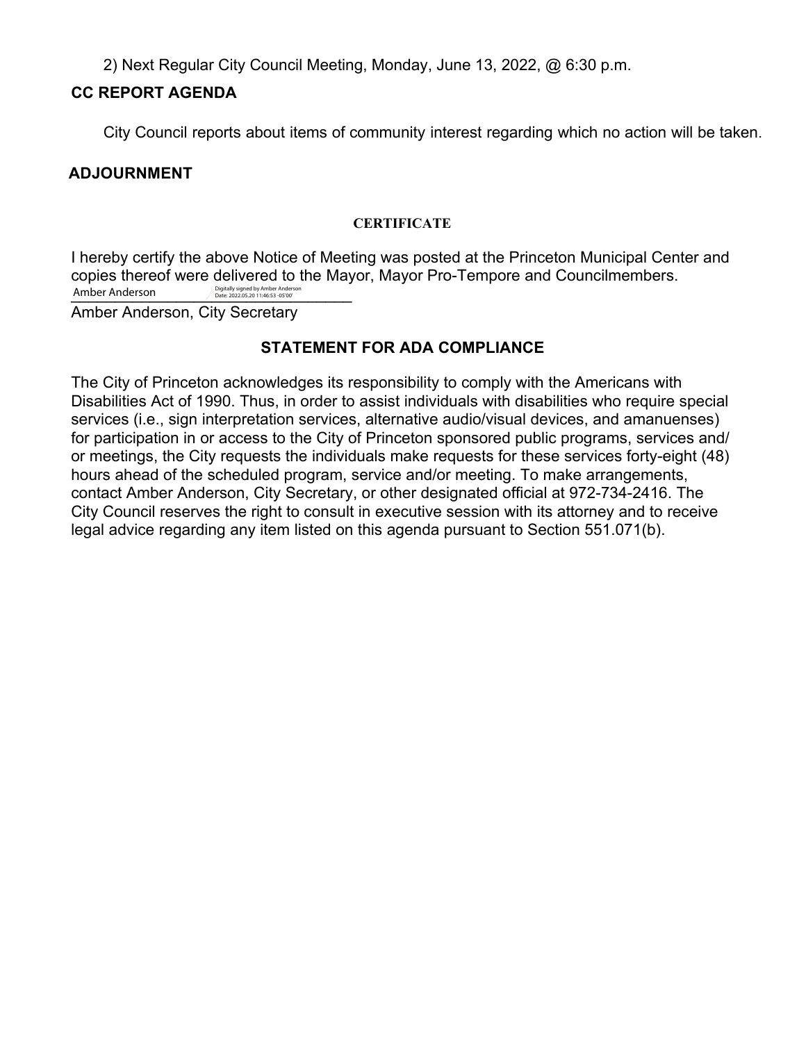2) Next Regular City Council Meeting, Monday, June 13, 2022, @ 6:30 p.m.

## CC REPORT AGENDA

City Council reports about items of community interest regarding which no action will be taken.

## ADJOURNMENT

### CERTIFICATE

I hereby certify the above Notice of Meeting was posted at the Princeton Municipal Center and copies thereof were delivered to the Mayor, Mayor Pro-Tempore and Councilmembers.

Amber Anderson Digitally signed by Amber Anderson Date: 2022.05.20 11:46:53 -05'00'

Amber Anderson, City Secretary

### STATEMENT FOR ADA COMPLIANCE

The City of Princeton acknowledges its responsibility to comply with the Americans with Disabilities Act of 1990. Thus, in order to assist individuals with disabilities who require special services (i.e., sign interpretation services, alternative audio/visual devices, and amanuenses) for participation in or access to the City of Princeton sponsored public programs, services and/or meetings, the City requests the individuals make requests for these services forty-eight (48) hours ahead of the scheduled program, service and/or meeting. To make arrangements, contact Amber Anderson, City Secretary, or other designated official at 972-734-2416. The City Council reserves the right to consult in executive session with its attorney and to receive legal advice regarding any item listed on this agenda pursuant to Section 551.071(b).